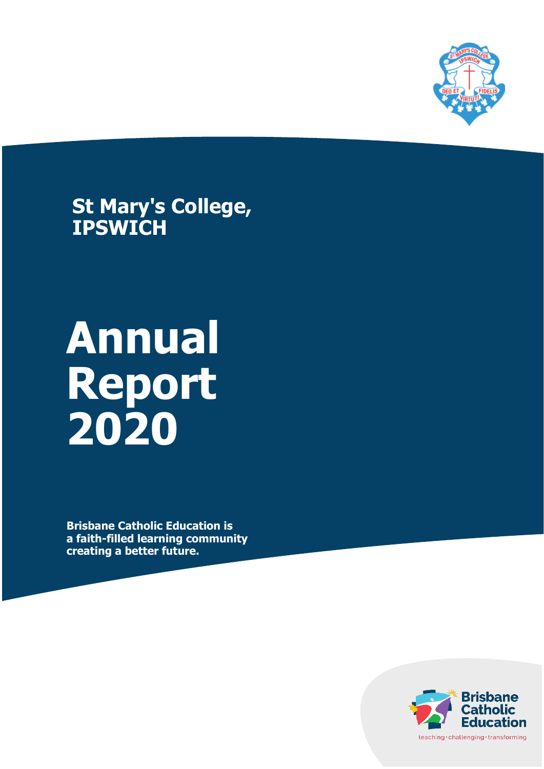# St Mary's College, IPSWICH

# Annual Report 2020

**Brisbane Catholic Education is a faith-filled learning community creating a better future.**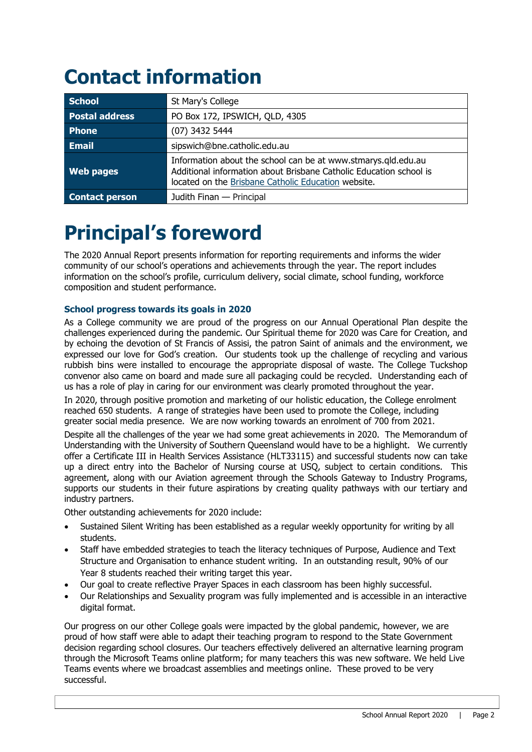# Contact information

| School | St Mary's College |
|---|---|
| Postal address | PO Box 172, IPSWICH, QLD, 4305 |
| Phone | (07) 3432 5444 |
| Email | sipswich@bne.catholic.edu.au |
| Web pages | Information about the school can be at www.stmarys.qld.edu.au Additional information about Brisbane Catholic Education school is located on the Brisbane Catholic Education website. |
| Contact person | Judith Finan — Principal |

# Principal's foreword

The 2020 Annual Report presents information for reporting requirements and informs the wider community of our school's operations and achievements through the year. The report includes information on the school's profile, curriculum delivery, social climate, school funding, workforce composition and student performance.

### School progress towards its goals in 2020

As a College community we are proud of the progress on our Annual Operational Plan despite the challenges experienced during the pandemic. Our Spiritual theme for 2020 was Care for Creation, and by echoing the devotion of St Francis of Assisi, the patron Saint of animals and the environment, we expressed our love for God's creation. Our students took up the challenge of recycling and various rubbish bins were installed to encourage the appropriate disposal of waste. The College Tuckshop convenor also came on board and made sure all packaging could be recycled. Understanding each of us has a role of play in caring for our environment was clearly promoted throughout the year.

In 2020, through positive promotion and marketing of our holistic education, the College enrolment reached 650 students. A range of strategies have been used to promote the College, including greater social media presence. We are now working towards an enrolment of 700 from 2021.

Despite all the challenges of the year we had some great achievements in 2020. The Memorandum of Understanding with the University of Southern Queensland would have to be a highlight. We currently offer a Certificate III in Health Services Assistance (HLT33115) and successful students now can take up a direct entry into the Bachelor of Nursing course at USQ, subject to certain conditions. This agreement, along with our Aviation agreement through the Schools Gateway to Industry Programs, supports our students in their future aspirations by creating quality pathways with our tertiary and industry partners.

Other outstanding achievements for 2020 include:

- Sustained Silent Writing has been established as a regular weekly opportunity for writing by all students.
- Staff have embedded strategies to teach the literacy techniques of Purpose, Audience and Text Structure and Organisation to enhance student writing. In an outstanding result, 90% of our Year 8 students reached their writing target this year.
- Our goal to create reflective Prayer Spaces in each classroom has been highly successful.
- Our Relationships and Sexuality program was fully implemented and is accessible in an interactive digital format.

Our progress on our other College goals were impacted by the global pandemic, however, we are proud of how staff were able to adapt their teaching program to respond to the State Government decision regarding school closures. Our teachers effectively delivered an alternative learning program through the Microsoft Teams online platform; for many teachers this was new software. We held Live Teams events where we broadcast assemblies and meetings online. These proved to be very successful.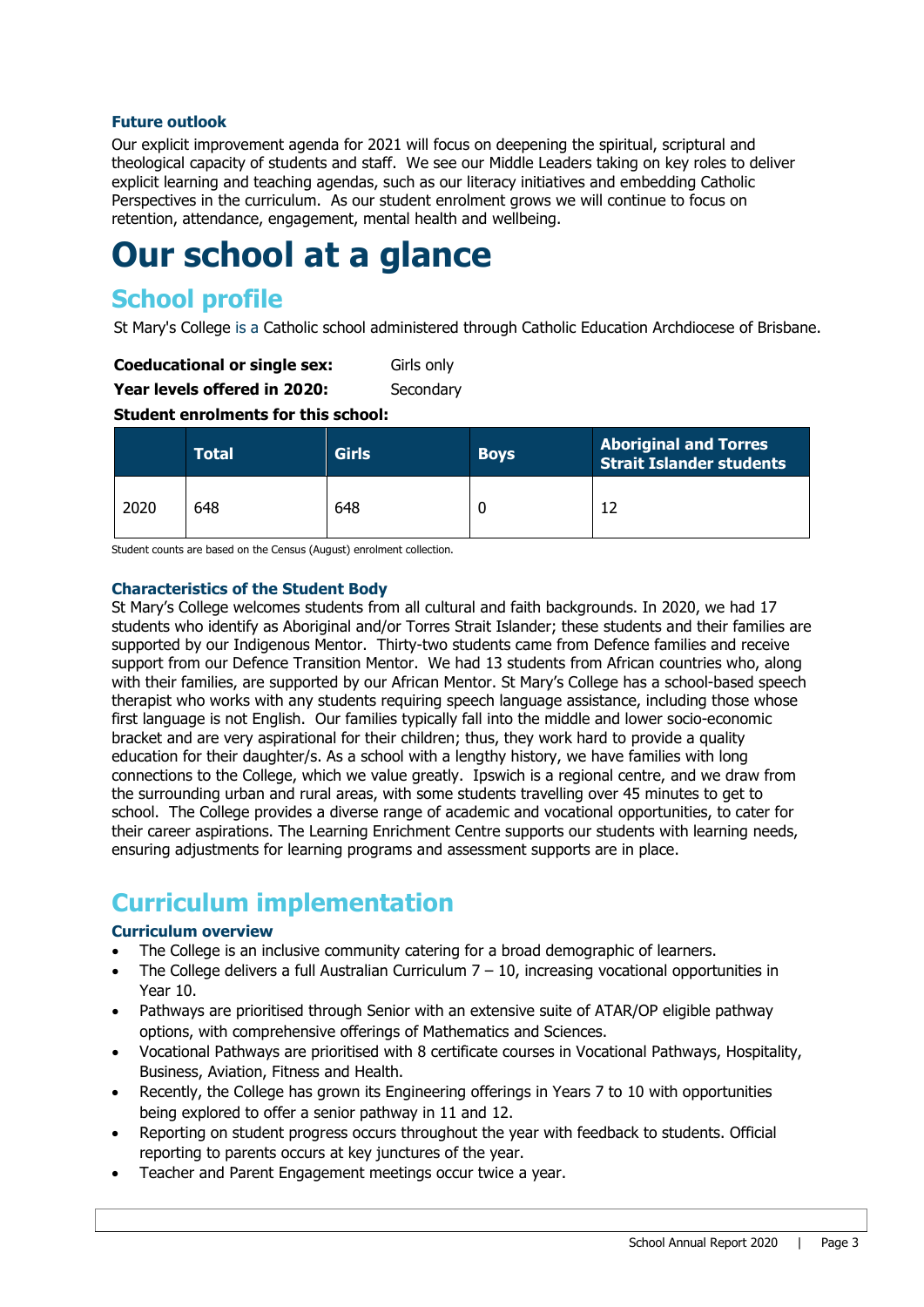### Future outlook

Our explicit improvement agenda for 2021 will focus on deepening the spiritual, scriptural and theological capacity of students and staff. We see our Middle Leaders taking on key roles to deliver explicit learning and teaching agendas, such as our literacy initiatives and embedding Catholic Perspectives in the curriculum. As our student enrolment grows we will continue to focus on retention, attendance, engagement, mental health and wellbeing.

# Our school at a glance

## School profile

St Mary's College is a Catholic school administered through Catholic Education Archdiocese of Brisbane.

**Coeducational or single sex:** Girls only

**Year levels offered in 2020:** Secondary

**Student enrolments for this school:**

| | Total | Girls | Boys | Aboriginal and Torres Strait Islander students |
|---|---|---|---|---|
| 2020 | 648 | 648 | 0 | 12 |

Student counts are based on the Census (August) enrolment collection.

### Characteristics of the Student Body

St Mary's College welcomes students from all cultural and faith backgrounds. In 2020, we had 17 students who identify as Aboriginal and/or Torres Strait Islander; these students and their families are supported by our Indigenous Mentor. Thirty-two students came from Defence families and receive support from our Defence Transition Mentor. We had 13 students from African countries who, along with their families, are supported by our African Mentor. St Mary's College has a school-based speech therapist who works with any students requiring speech language assistance, including those whose first language is not English. Our families typically fall into the middle and lower socio-economic bracket and are very aspirational for their children; thus, they work hard to provide a quality education for their daughter/s. As a school with a lengthy history, we have families with long connections to the College, which we value greatly. Ipswich is a regional centre, and we draw from the surrounding urban and rural areas, with some students travelling over 45 minutes to get to school. The College provides a diverse range of academic and vocational opportunities, to cater for their career aspirations. The Learning Enrichment Centre supports our students with learning needs, ensuring adjustments for learning programs and assessment supports are in place.

## Curriculum implementation

### Curriculum overview

- The College is an inclusive community catering for a broad demographic of learners.
- The College delivers a full Australian Curriculum 7 – 10, increasing vocational opportunities in Year 10.
- Pathways are prioritised through Senior with an extensive suite of ATAR/OP eligible pathway options, with comprehensive offerings of Mathematics and Sciences.
- Vocational Pathways are prioritised with 8 certificate courses in Vocational Pathways, Hospitality, Business, Aviation, Fitness and Health.
- Recently, the College has grown its Engineering offerings in Years 7 to 10 with opportunities being explored to offer a senior pathway in 11 and 12.
- Reporting on student progress occurs throughout the year with feedback to students. Official reporting to parents occurs at key junctures of the year.
- Teacher and Parent Engagement meetings occur twice a year.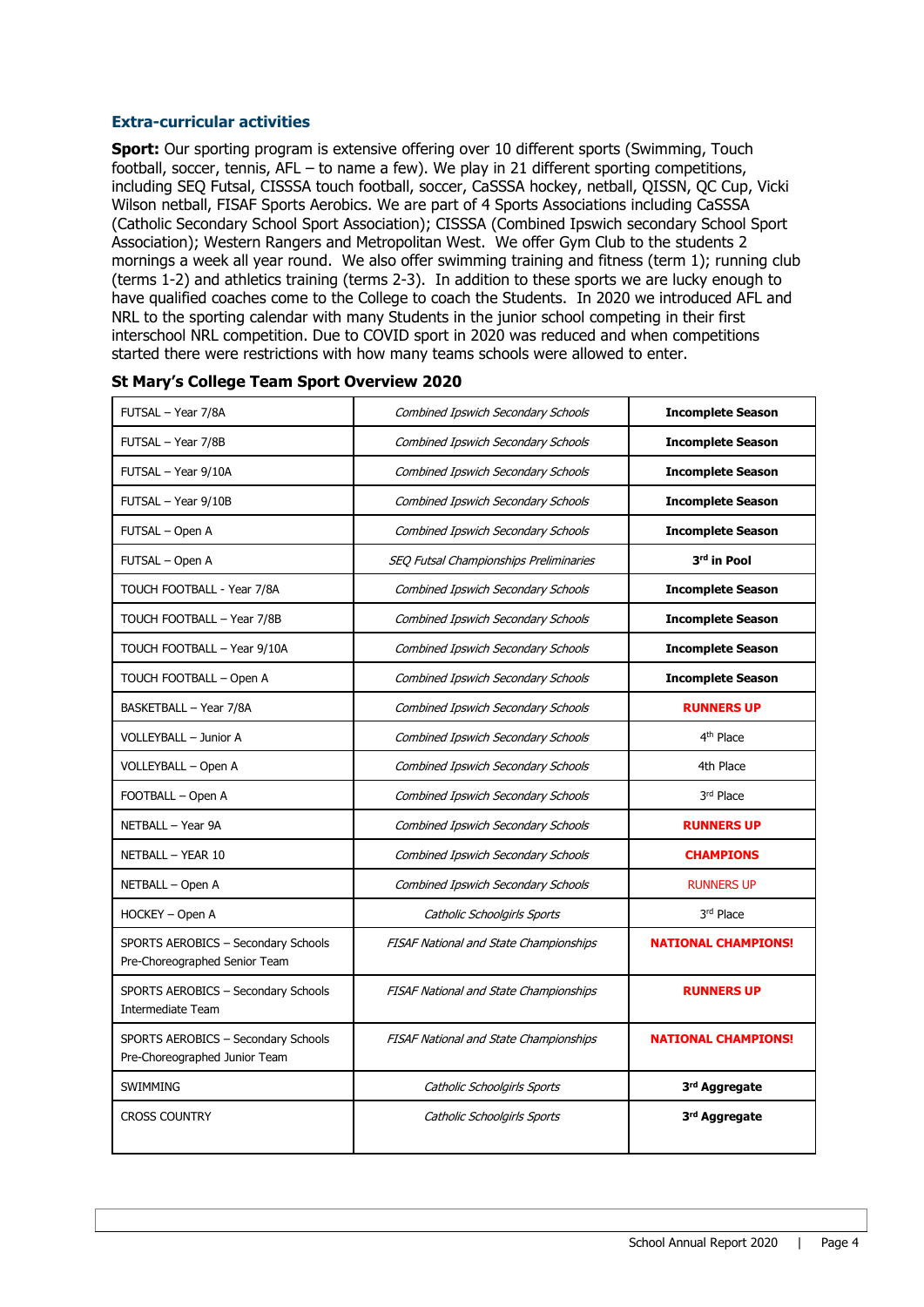### Extra-curricular activities

**Sport:** Our sporting program is extensive offering over 10 different sports (Swimming, Touch football, soccer, tennis, AFL – to name a few). We play in 21 different sporting competitions, including SEQ Futsal, CISSSA touch football, soccer, CaSSSA hockey, netball, QISSN, QC Cup, Vicki Wilson netball, FISAF Sports Aerobics. We are part of 4 Sports Associations including CaSSSA (Catholic Secondary School Sport Association); CISSSA (Combined Ipswich secondary School Sport Association); Western Rangers and Metropolitan West. We offer Gym Club to the students 2 mornings a week all year round. We also offer swimming training and fitness (term 1); running club (terms 1-2) and athletics training (terms 2-3). In addition to these sports we are lucky enough to have qualified coaches come to the College to coach the Students. In 2020 we introduced AFL and NRL to the sporting calendar with many Students in the junior school competing in their first interschool NRL competition. Due to COVID sport in 2020 was reduced and when competitions started there were restrictions with how many teams schools were allowed to enter.

**St Mary's College Team Sport Overview 2020**

| | | |
|---|---|---|
| FUTSAL – Year 7/8A | *Combined Ipswich Secondary Schools* | **Incomplete Season** |
| FUTSAL – Year 7/8B | *Combined Ipswich Secondary Schools* | **Incomplete Season** |
| FUTSAL – Year 9/10A | *Combined Ipswich Secondary Schools* | **Incomplete Season** |
| FUTSAL – Year 9/10B | *Combined Ipswich Secondary Schools* | **Incomplete Season** |
| FUTSAL – Open A | *Combined Ipswich Secondary Schools* | **Incomplete Season** |
| FUTSAL – Open A | *SEQ Futsal Championships Preliminaries* | **3rd in Pool** |
| TOUCH FOOTBALL - Year 7/8A | *Combined Ipswich Secondary Schools* | **Incomplete Season** |
| TOUCH FOOTBALL – Year 7/8B | *Combined Ipswich Secondary Schools* | **Incomplete Season** |
| TOUCH FOOTBALL – Year 9/10A | *Combined Ipswich Secondary Schools* | **Incomplete Season** |
| TOUCH FOOTBALL – Open A | *Combined Ipswich Secondary Schools* | **Incomplete Season** |
| BASKETBALL – Year 7/8A | *Combined Ipswich Secondary Schools* | **RUNNERS UP** |
| VOLLEYBALL – Junior A | *Combined Ipswich Secondary Schools* | 4th Place |
| VOLLEYBALL – Open A | *Combined Ipswich Secondary Schools* | 4th Place |
| FOOTBALL – Open A | *Combined Ipswich Secondary Schools* | 3rd Place |
| NETBALL – Year 9A | *Combined Ipswich Secondary Schools* | **RUNNERS UP** |
| NETBALL – YEAR 10 | *Combined Ipswich Secondary Schools* | **CHAMPIONS** |
| NETBALL – Open A | *Combined Ipswich Secondary Schools* | RUNNERS UP |
| HOCKEY – Open A | *Catholic Schoolgirls Sports* | 3rd Place |
| SPORTS AEROBICS – Secondary Schools Pre-Choreographed Senior Team | *FISAF National and State Championships* | **NATIONAL CHAMPIONS!** |
| SPORTS AEROBICS – Secondary Schools Intermediate Team | *FISAF National and State Championships* | **RUNNERS UP** |
| SPORTS AEROBICS – Secondary Schools Pre-Choreographed Junior Team | *FISAF National and State Championships* | **NATIONAL CHAMPIONS!** |
| SWIMMING | *Catholic Schoolgirls Sports* | **3rd Aggregate** |
| CROSS COUNTRY | *Catholic Schoolgirls Sports* | **3rd Aggregate** |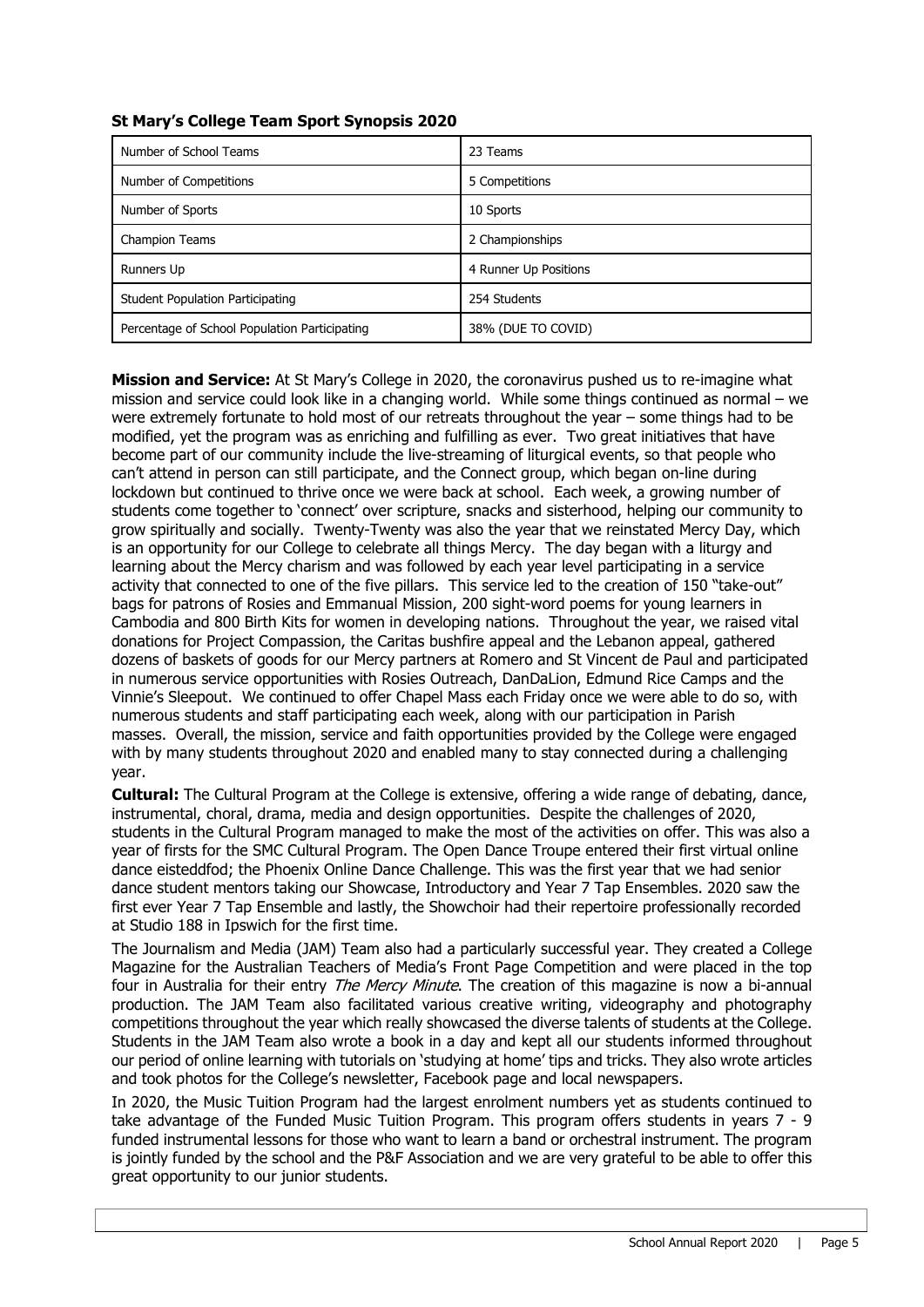**St Mary's College Team Sport Synopsis 2020**

| Number of School Teams | 23 Teams |
|---|---|
| Number of Competitions | 5 Competitions |
| Number of Sports | 10 Sports |
| Champion Teams | 2 Championships |
| Runners Up | 4 Runner Up Positions |
| Student Population Participating | 254 Students |
| Percentage of School Population Participating | 38% (DUE TO COVID) |

**Mission and Service:** At St Mary's College in 2020, the coronavirus pushed us to re-imagine what mission and service could look like in a changing world. While some things continued as normal – we were extremely fortunate to hold most of our retreats throughout the year – some things had to be modified, yet the program was as enriching and fulfilling as ever. Two great initiatives that have become part of our community include the live-streaming of liturgical events, so that people who can't attend in person can still participate, and the Connect group, which began on-line during lockdown but continued to thrive once we were back at school. Each week, a growing number of students come together to 'connect' over scripture, snacks and sisterhood, helping our community to grow spiritually and socially. Twenty-Twenty was also the year that we reinstated Mercy Day, which is an opportunity for our College to celebrate all things Mercy. The day began with a liturgy and learning about the Mercy charism and was followed by each year level participating in a service activity that connected to one of the five pillars. This service led to the creation of 150 "take-out" bags for patrons of Rosies and Emmanual Mission, 200 sight-word poems for young learners in Cambodia and 800 Birth Kits for women in developing nations. Throughout the year, we raised vital donations for Project Compassion, the Caritas bushfire appeal and the Lebanon appeal, gathered dozens of baskets of goods for our Mercy partners at Romero and St Vincent de Paul and participated in numerous service opportunities with Rosies Outreach, DanDaLion, Edmund Rice Camps and the Vinnie's Sleepout. We continued to offer Chapel Mass each Friday once we were able to do so, with numerous students and staff participating each week, along with our participation in Parish masses. Overall, the mission, service and faith opportunities provided by the College were engaged with by many students throughout 2020 and enabled many to stay connected during a challenging year.

**Cultural:** The Cultural Program at the College is extensive, offering a wide range of debating, dance, instrumental, choral, drama, media and design opportunities. Despite the challenges of 2020, students in the Cultural Program managed to make the most of the activities on offer. This was also a year of firsts for the SMC Cultural Program. The Open Dance Troupe entered their first virtual online dance eisteddfod; the Phoenix Online Dance Challenge. This was the first year that we had senior dance student mentors taking our Showcase, Introductory and Year 7 Tap Ensembles. 2020 saw the first ever Year 7 Tap Ensemble and lastly, the Showchoir had their repertoire professionally recorded at Studio 188 in Ipswich for the first time.

The Journalism and Media (JAM) Team also had a particularly successful year. They created a College Magazine for the Australian Teachers of Media's Front Page Competition and were placed in the top four in Australia for their entry *The Mercy Minute*. The creation of this magazine is now a bi-annual production. The JAM Team also facilitated various creative writing, videography and photography competitions throughout the year which really showcased the diverse talents of students at the College. Students in the JAM Team also wrote a book in a day and kept all our students informed throughout our period of online learning with tutorials on 'studying at home' tips and tricks. They also wrote articles and took photos for the College's newsletter, Facebook page and local newspapers.

In 2020, the Music Tuition Program had the largest enrolment numbers yet as students continued to take advantage of the Funded Music Tuition Program. This program offers students in years 7 - 9 funded instrumental lessons for those who want to learn a band or orchestral instrument. The program is jointly funded by the school and the P&F Association and we are very grateful to be able to offer this great opportunity to our junior students.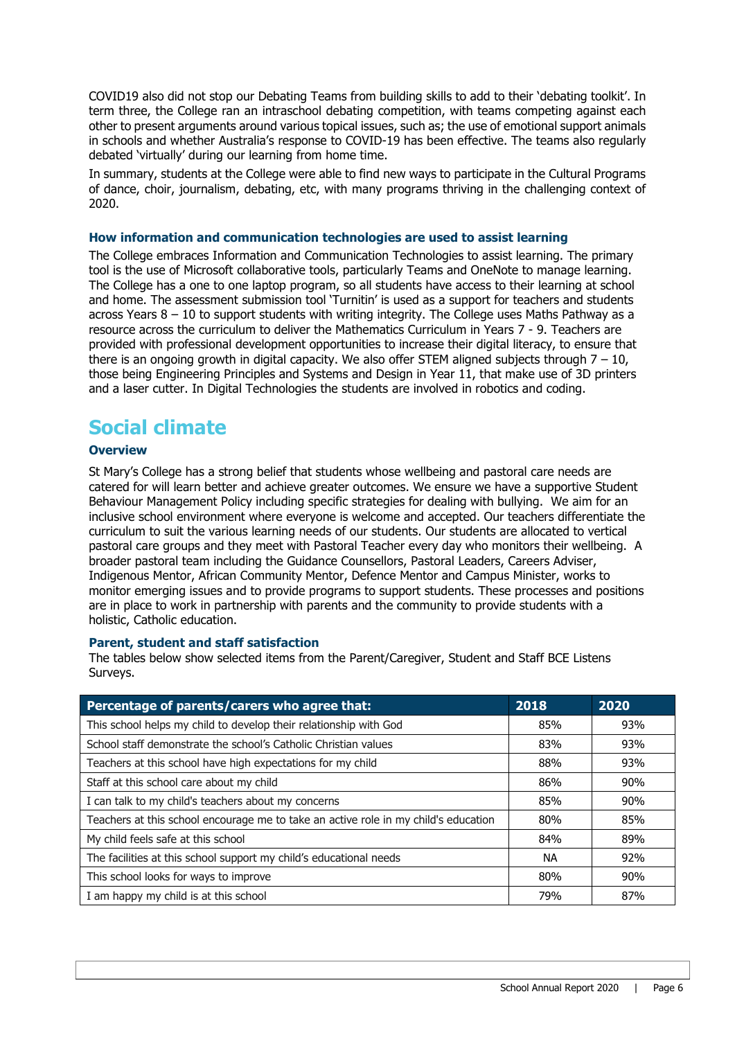COVID19 also did not stop our Debating Teams from building skills to add to their 'debating toolkit'. In term three, the College ran an intraschool debating competition, with teams competing against each other to present arguments around various topical issues, such as; the use of emotional support animals in schools and whether Australia's response to COVID-19 has been effective. The teams also regularly debated 'virtually' during our learning from home time.

In summary, students at the College were able to find new ways to participate in the Cultural Programs of dance, choir, journalism, debating, etc, with many programs thriving in the challenging context of 2020.

### How information and communication technologies are used to assist learning

The College embraces Information and Communication Technologies to assist learning. The primary tool is the use of Microsoft collaborative tools, particularly Teams and OneNote to manage learning. The College has a one to one laptop program, so all students have access to their learning at school and home. The assessment submission tool 'Turnitin' is used as a support for teachers and students across Years 8 – 10 to support students with writing integrity. The College uses Maths Pathway as a resource across the curriculum to deliver the Mathematics Curriculum in Years 7 - 9. Teachers are provided with professional development opportunities to increase their digital literacy, to ensure that there is an ongoing growth in digital capacity. We also offer STEM aligned subjects through 7 – 10, those being Engineering Principles and Systems and Design in Year 11, that make use of 3D printers and a laser cutter. In Digital Technologies the students are involved in robotics and coding.

## Social climate

### Overview

St Mary's College has a strong belief that students whose wellbeing and pastoral care needs are catered for will learn better and achieve greater outcomes. We ensure we have a supportive Student Behaviour Management Policy including specific strategies for dealing with bullying. We aim for an inclusive school environment where everyone is welcome and accepted. Our teachers differentiate the curriculum to suit the various learning needs of our students. Our students are allocated to vertical pastoral care groups and they meet with Pastoral Teacher every day who monitors their wellbeing. A broader pastoral team including the Guidance Counsellors, Pastoral Leaders, Careers Adviser, Indigenous Mentor, African Community Mentor, Defence Mentor and Campus Minister, works to monitor emerging issues and to provide programs to support students. These processes and positions are in place to work in partnership with parents and the community to provide students with a holistic, Catholic education.

### Parent, student and staff satisfaction

The tables below show selected items from the Parent/Caregiver, Student and Staff BCE Listens Surveys.

| Percentage of parents/carers who agree that: | 2018 | 2020 |
|---|---|---|
| This school helps my child to develop their relationship with God | 85% | 93% |
| School staff demonstrate the school's Catholic Christian values | 83% | 93% |
| Teachers at this school have high expectations for my child | 88% | 93% |
| Staff at this school care about my child | 86% | 90% |
| I can talk to my child's teachers about my concerns | 85% | 90% |
| Teachers at this school encourage me to take an active role in my child's education | 80% | 85% |
| My child feels safe at this school | 84% | 89% |
| The facilities at this school support my child's educational needs | NA | 92% |
| This school looks for ways to improve | 80% | 90% |
| I am happy my child is at this school | 79% | 87% |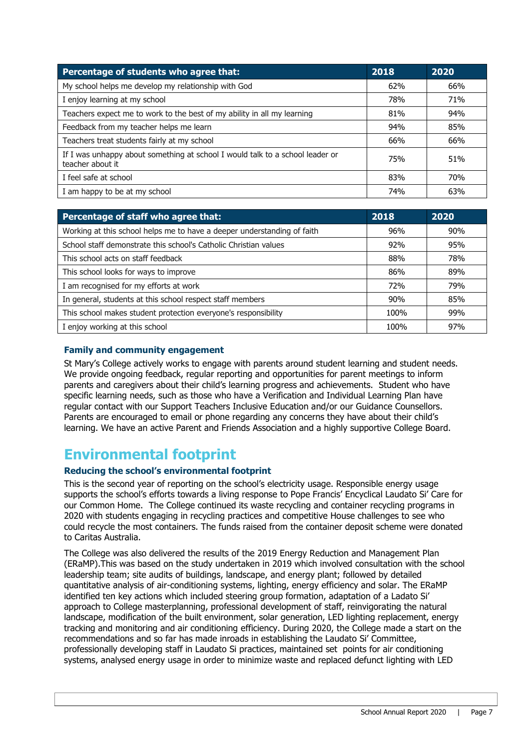| Percentage of students who agree that: | 2018 | 2020 |
|---|---|---|
| My school helps me develop my relationship with God | 62% | 66% |
| I enjoy learning at my school | 78% | 71% |
| Teachers expect me to work to the best of my ability in all my learning | 81% | 94% |
| Feedback from my teacher helps me learn | 94% | 85% |
| Teachers treat students fairly at my school | 66% | 66% |
| If I was unhappy about something at school I would talk to a school leader or teacher about it | 75% | 51% |
| I feel safe at school | 83% | 70% |
| I am happy to be at my school | 74% | 63% |

| Percentage of staff who agree that: | 2018 | 2020 |
|---|---|---|
| Working at this school helps me to have a deeper understanding of faith | 96% | 90% |
| School staff demonstrate this school's Catholic Christian values | 92% | 95% |
| This school acts on staff feedback | 88% | 78% |
| This school looks for ways to improve | 86% | 89% |
| I am recognised for my efforts at work | 72% | 79% |
| In general, students at this school respect staff members | 90% | 85% |
| This school makes student protection everyone's responsibility | 100% | 99% |
| I enjoy working at this school | 100% | 97% |

### Family and community engagement

St Mary's College actively works to engage with parents around student learning and student needs. We provide ongoing feedback, regular reporting and opportunities for parent meetings to inform parents and caregivers about their child's learning progress and achievements. Student who have specific learning needs, such as those who have a Verification and Individual Learning Plan have regular contact with our Support Teachers Inclusive Education and/or our Guidance Counsellors. Parents are encouraged to email or phone regarding any concerns they have about their child's learning. We have an active Parent and Friends Association and a highly supportive College Board.

## Environmental footprint

### Reducing the school's environmental footprint

This is the second year of reporting on the school's electricity usage. Responsible energy usage supports the school's efforts towards a living response to Pope Francis' Encyclical Laudato Si' Care for our Common Home. The College continued its waste recycling and container recycling programs in 2020 with students engaging in recycling practices and competitive House challenges to see who could recycle the most containers. The funds raised from the container deposit scheme were donated to Caritas Australia.

The College was also delivered the results of the 2019 Energy Reduction and Management Plan (ERaMP).This was based on the study undertaken in 2019 which involved consultation with the school leadership team; site audits of buildings, landscape, and energy plant; followed by detailed quantitative analysis of air-conditioning systems, lighting, energy efficiency and solar. The ERaMP identified ten key actions which included steering group formation, adaptation of a Ladato Si' approach to College masterplanning, professional development of staff, reinvigorating the natural landscape, modification of the built environment, solar generation, LED lighting replacement, energy tracking and monitoring and air conditioning efficiency. During 2020, the College made a start on the recommendations and so far has made inroads in establishing the Laudato Si' Committee, professionally developing staff in Laudato Si practices, maintained set points for air conditioning systems, analysed energy usage in order to minimize waste and replaced defunct lighting with LED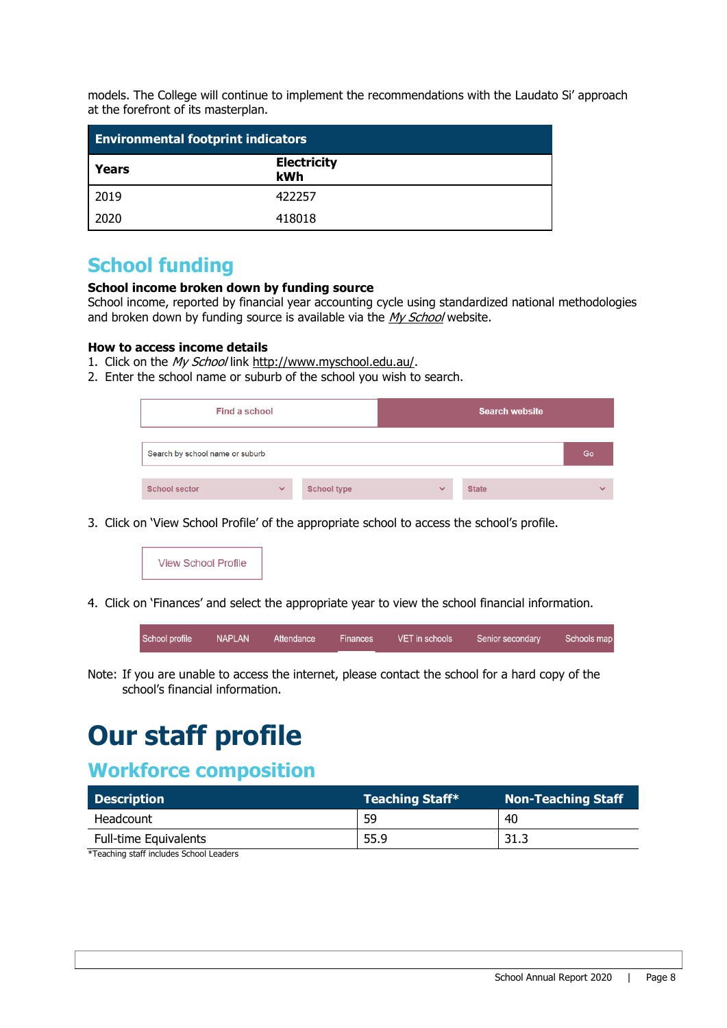models. The College will continue to implement the recommendations with the Laudato Si' approach at the forefront of its masterplan.

| Environmental footprint indicators | |
|---|---|
| **Years** | **Electricity kWh** |
| 2019 | 422257 |
| 2020 | 418018 |

## School funding

**School income broken down by funding source**

School income, reported by financial year accounting cycle using standardized national methodologies and broken down by funding source is available via the *My School* website.

**How to access income details**

1. Click on the *My School* link http://www.myschool.edu.au/.
2. Enter the school name or suburb of the school you wish to search.

Find a school | Search website

Search by school name or suburb | Go

School sector | School type | State

3. Click on 'View School Profile' of the appropriate school to access the school's profile.

View School Profile

4. Click on 'Finances' and select the appropriate year to view the school financial information.

School profile | NAPLAN | Attendance | Finances | VET in schools | Senior secondary | Schools map

Note: If you are unable to access the internet, please contact the school for a hard copy of the school's financial information.

# Our staff profile

## Workforce composition

| Description | Teaching Staff* | Non-Teaching Staff |
|---|---|---|
| Headcount | 59 | 40 |
| Full-time Equivalents | 55.9 | 31.3 |

*Teaching staff includes School Leaders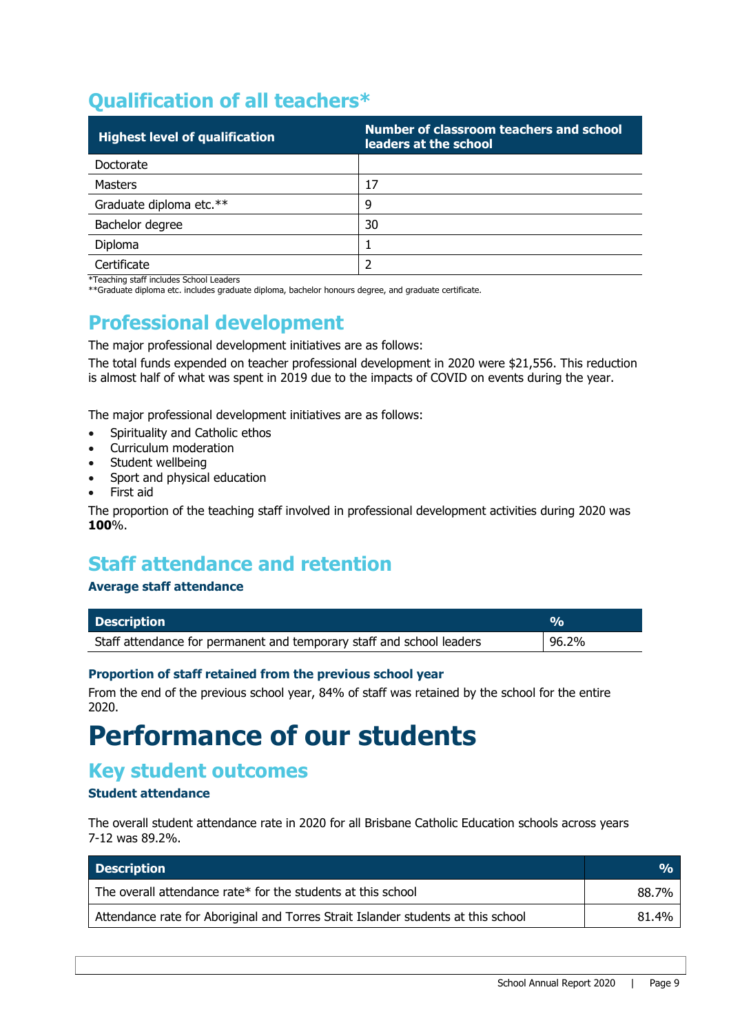## Qualification of all teachers*

| Highest level of qualification | Number of classroom teachers and school leaders at the school |
|---|---|
| Doctorate | |
| Masters | 17 |
| Graduate diploma etc.** | 9 |
| Bachelor degree | 30 |
| Diploma | 1 |
| Certificate | 2 |

*Teaching staff includes School Leaders
**Graduate diploma etc. includes graduate diploma, bachelor honours degree, and graduate certificate.

## Professional development

The major professional development initiatives are as follows:

The total funds expended on teacher professional development in 2020 were $21,556. This reduction is almost half of what was spent in 2019 due to the impacts of COVID on events during the year.

The major professional development initiatives are as follows:

- Spirituality and Catholic ethos
- Curriculum moderation
- Student wellbeing
- Sport and physical education
- First aid

The proportion of the teaching staff involved in professional development activities during 2020 was **100**%.

## Staff attendance and retention

### Average staff attendance

| Description | % |
|---|---|
| Staff attendance for permanent and temporary staff and school leaders | 96.2% |

### Proportion of staff retained from the previous school year

From the end of the previous school year, 84% of staff was retained by the school for the entire 2020.

# Performance of our students

## Key student outcomes

### Student attendance

The overall student attendance rate in 2020 for all Brisbane Catholic Education schools across years 7-12 was 89.2%.

| Description | % |
|---|---|
| The overall attendance rate* for the students at this school | 88.7% |
| Attendance rate for Aboriginal and Torres Strait Islander students at this school | 81.4% |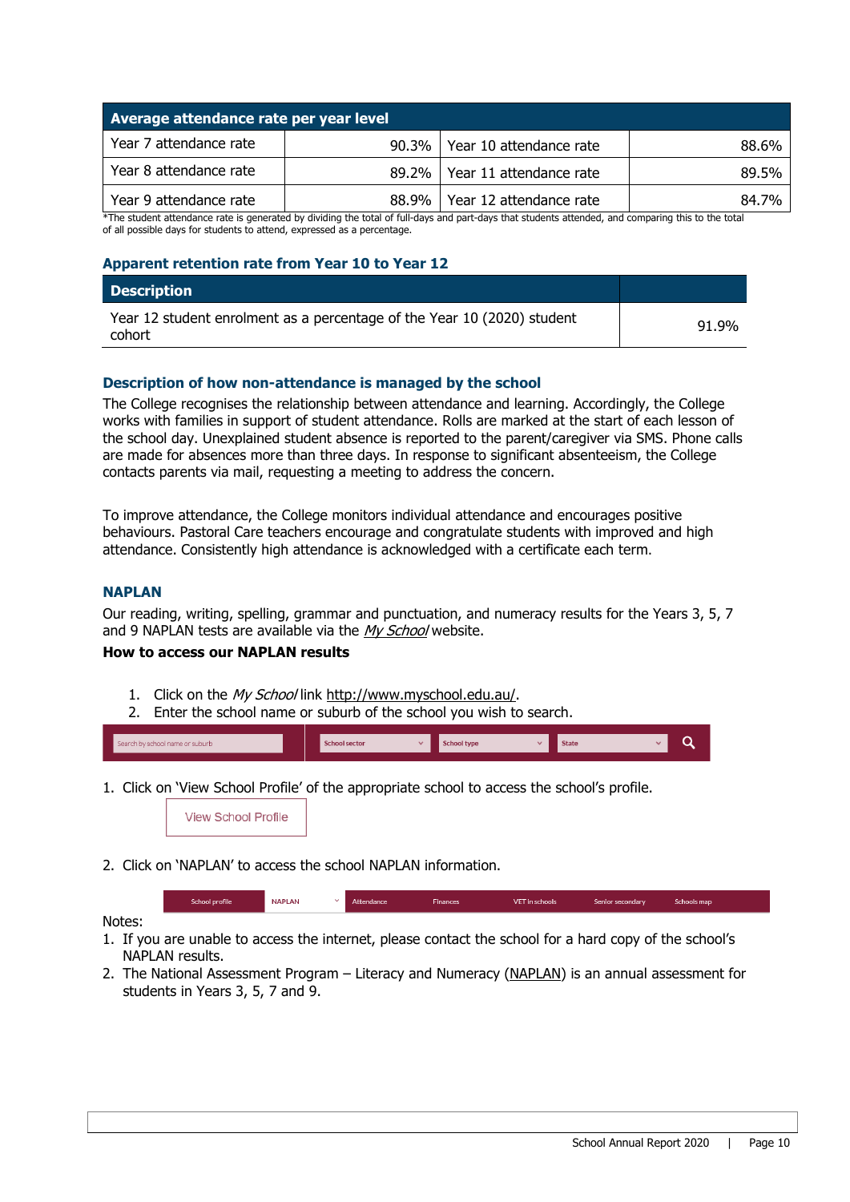| Average attendance rate per year level | | | |
|---|---|---|---|
| Year 7 attendance rate | 90.3% | Year 10 attendance rate | 88.6% |
| Year 8 attendance rate | 89.2% | Year 11 attendance rate | 89.5% |
| Year 9 attendance rate | 88.9% | Year 12 attendance rate | 84.7% |

*The student attendance rate is generated by dividing the total of full-days and part-days that students attended, and comparing this to the total of all possible days for students to attend, expressed as a percentage.

### Apparent retention rate from Year 10 to Year 12

| Description | |
|---|---|
| Year 12 student enrolment as a percentage of the Year 10 (2020) student cohort | 91.9% |

### Description of how non-attendance is managed by the school

The College recognises the relationship between attendance and learning. Accordingly, the College works with families in support of student attendance. Rolls are marked at the start of each lesson of the school day. Unexplained student absence is reported to the parent/caregiver via SMS. Phone calls are made for absences more than three days. In response to significant absenteeism, the College contacts parents via mail, requesting a meeting to address the concern.

To improve attendance, the College monitors individual attendance and encourages positive behaviours. Pastoral Care teachers encourage and congratulate students with improved and high attendance. Consistently high attendance is acknowledged with a certificate each term.

### NAPLAN

Our reading, writing, spelling, grammar and punctuation, and numeracy results for the Years 3, 5, 7 and 9 NAPLAN tests are available via the *My School* website.

**How to access our NAPLAN results**

1. Click on the *My School* link http://www.myschool.edu.au/.
2. Enter the school name or suburb of the school you wish to search.

Search by school name or suburb | School sector | School type | State

1. Click on 'View School Profile' of the appropriate school to access the school's profile.

View School Profile

2. Click on 'NAPLAN' to access the school NAPLAN information.

School profile | NAPLAN | Attendance | Finances | VET in schools | Senior secondary | Schools map

Notes:

1. If you are unable to access the internet, please contact the school for a hard copy of the school's NAPLAN results.
2. The National Assessment Program – Literacy and Numeracy (NAPLAN) is an annual assessment for students in Years 3, 5, 7 and 9.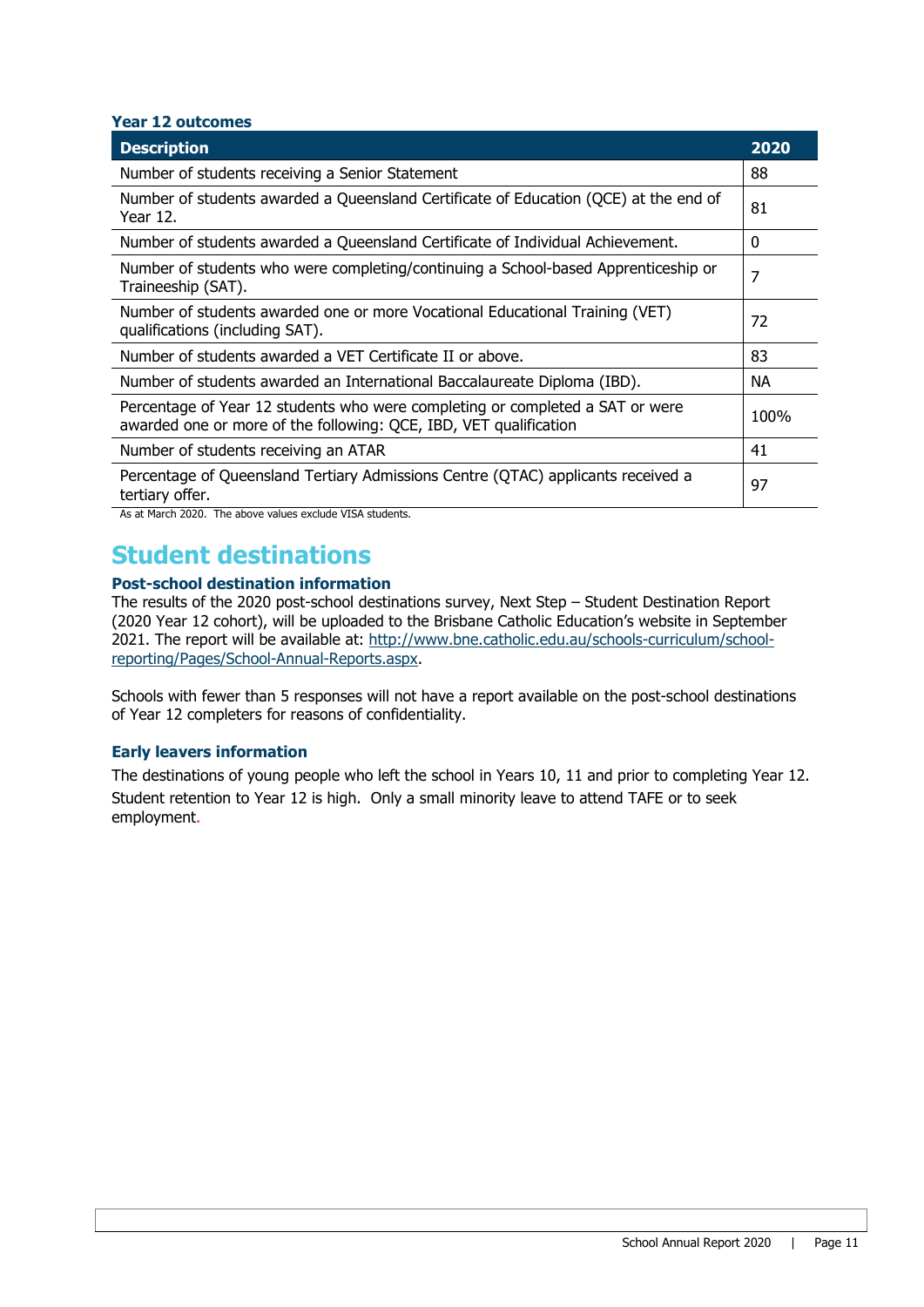### Year 12 outcomes

| Description | 2020 |
|---|---|
| Number of students receiving a Senior Statement | 88 |
| Number of students awarded a Queensland Certificate of Education (QCE) at the end of Year 12. | 81 |
| Number of students awarded a Queensland Certificate of Individual Achievement. | 0 |
| Number of students who were completing/continuing a School-based Apprenticeship or Traineeship (SAT). | 7 |
| Number of students awarded one or more Vocational Educational Training (VET) qualifications (including SAT). | 72 |
| Number of students awarded a VET Certificate II or above. | 83 |
| Number of students awarded an International Baccalaureate Diploma (IBD). | NA |
| Percentage of Year 12 students who were completing or completed a SAT or were awarded one or more of the following: QCE, IBD, VET qualification | 100% |
| Number of students receiving an ATAR | 41 |
| Percentage of Queensland Tertiary Admissions Centre (QTAC) applicants received a tertiary offer. | 97 |

As at March 2020. The above values exclude VISA students.

## Student destinations

### Post-school destination information

The results of the 2020 post-school destinations survey, Next Step – Student Destination Report (2020 Year 12 cohort), will be uploaded to the Brisbane Catholic Education's website in September 2021. The report will be available at: [http://www.bne.catholic.edu.au/schools-curriculum/school-reporting/Pages/School-Annual-Reports.aspx](http://www.bne.catholic.edu.au/schools-curriculum/school-reporting/Pages/School-Annual-Reports.aspx).

Schools with fewer than 5 responses will not have a report available on the post-school destinations of Year 12 completers for reasons of confidentiality.

### Early leavers information

The destinations of young people who left the school in Years 10, 11 and prior to completing Year 12.

Student retention to Year 12 is high. Only a small minority leave to attend TAFE or to seek employment.